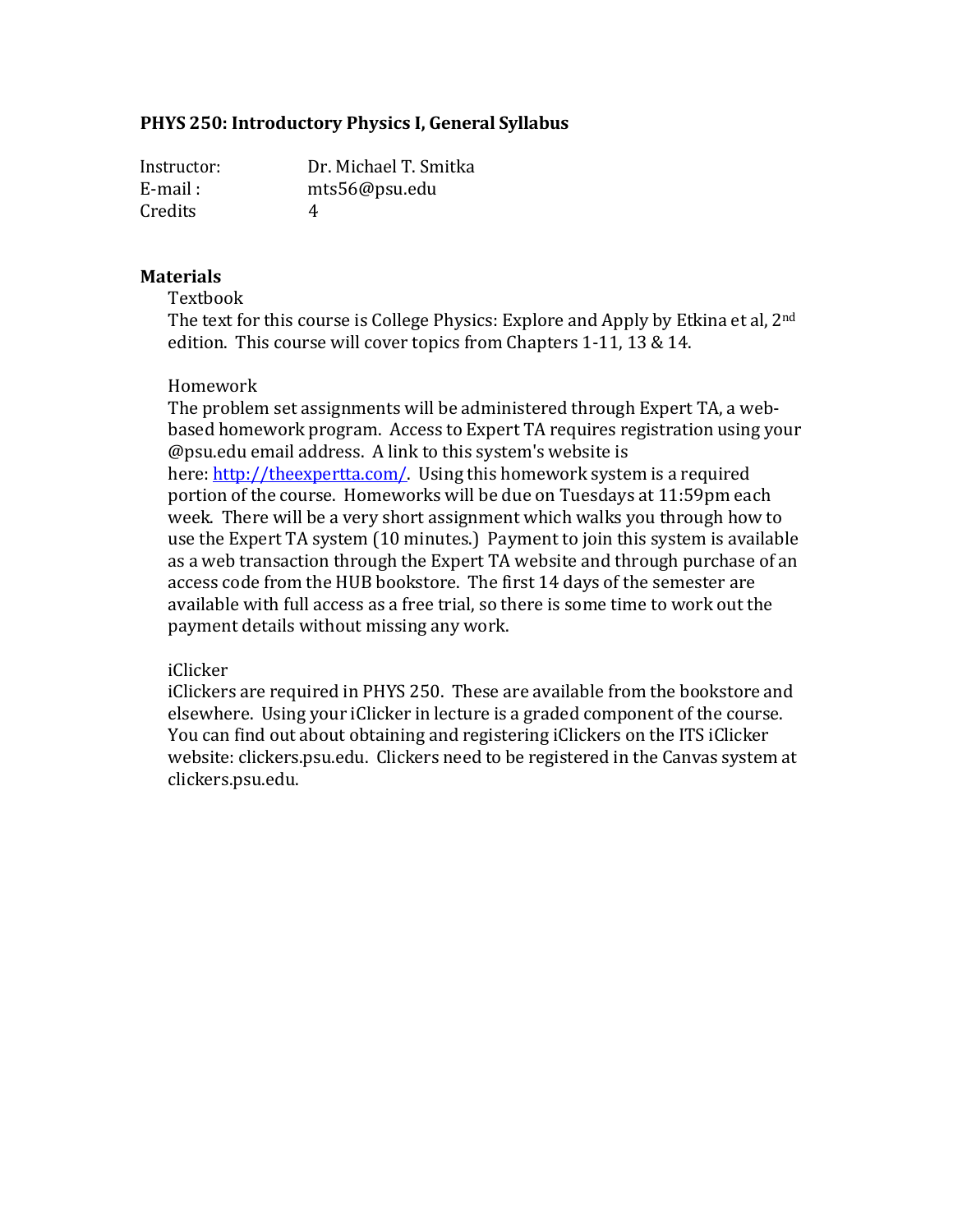# PHYS 250: Introductory Physics I, General Syllabus

| | |
|---|---|
| Instructor: | Dr. Michael T. Smitka |
| E-mail : | mts56@psu.edu |
| Credits | 4 |

## Materials

### Textbook

The text for this course is College Physics: Explore and Apply by Etkina et al, 2nd edition. This course will cover topics from Chapters 1-11, 13 & 14.

### Homework

The problem set assignments will be administered through Expert TA, a web-based homework program. Access to Expert TA requires registration using your @psu.edu email address. A link to this system's website is here: [http://theexpertta.com/](http://theexpertta.com/). Using this homework system is a required portion of the course. Homeworks will be due on Tuesdays at 11:59pm each week. There will be a very short assignment which walks you through how to use the Expert TA system (10 minutes.) Payment to join this system is available as a web transaction through the Expert TA website and through purchase of an access code from the HUB bookstore. The first 14 days of the semester are available with full access as a free trial, so there is some time to work out the payment details without missing any work.

### iClicker

iClickers are required in PHYS 250. These are available from the bookstore and elsewhere. Using your iClicker in lecture is a graded component of the course. You can find out about obtaining and registering iClickers on the ITS iClicker website: clickers.psu.edu. Clickers need to be registered in the Canvas system at clickers.psu.edu.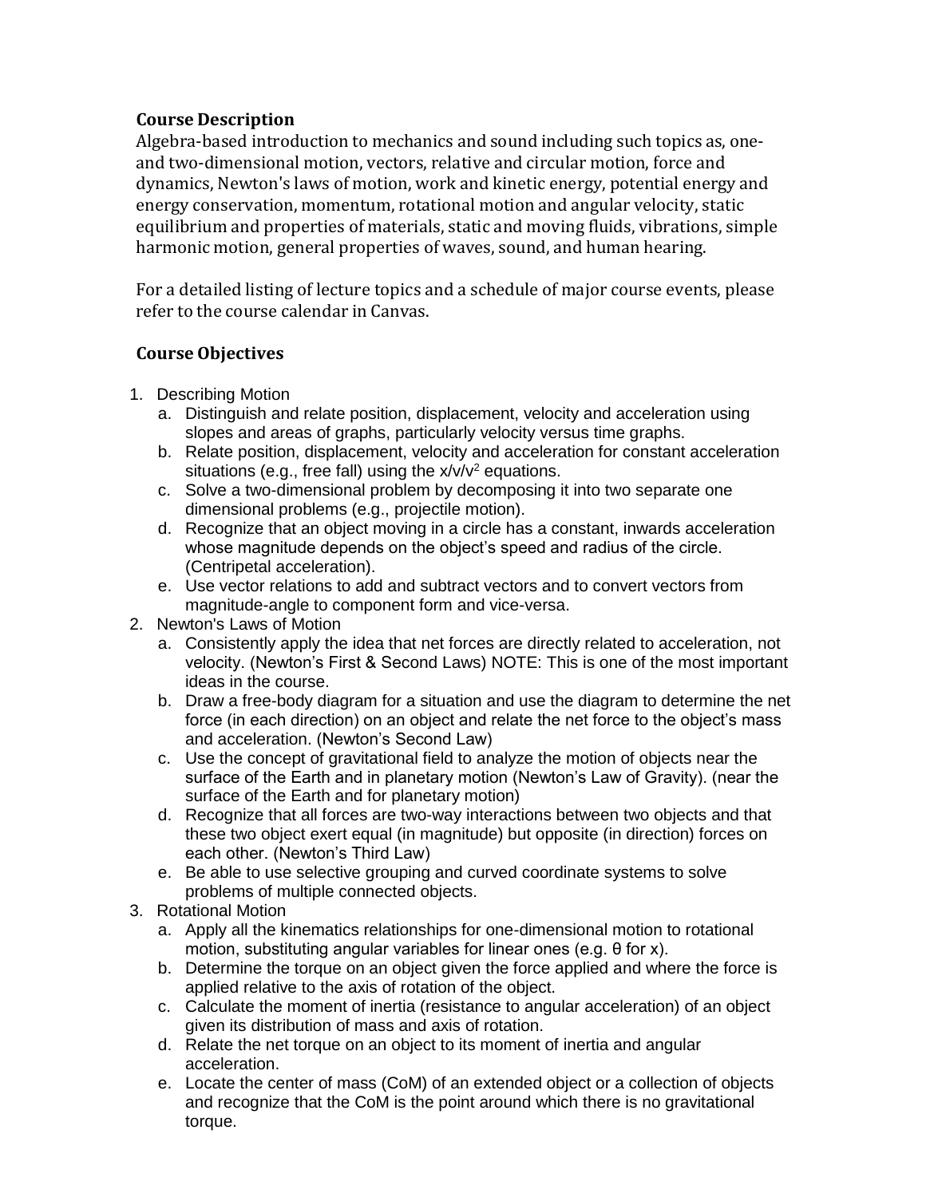## Course Description

Algebra-based introduction to mechanics and sound including such topics as, one- and two-dimensional motion, vectors, relative and circular motion, force and dynamics, Newton's laws of motion, work and kinetic energy, potential energy and energy conservation, momentum, rotational motion and angular velocity, static equilibrium and properties of materials, static and moving fluids, vibrations, simple harmonic motion, general properties of waves, sound, and human hearing.

For a detailed listing of lecture topics and a schedule of major course events, please refer to the course calendar in Canvas.

## Course Objectives

1. Describing Motion
   a. Distinguish and relate position, displacement, velocity and acceleration using slopes and areas of graphs, particularly velocity versus time graphs.
   b. Relate position, displacement, velocity and acceleration for constant acceleration situations (e.g., free fall) using the $x/v/v^2$ equations.
   c. Solve a two-dimensional problem by decomposing it into two separate one dimensional problems (e.g., projectile motion).
   d. Recognize that an object moving in a circle has a constant, inwards acceleration whose magnitude depends on the object's speed and radius of the circle. (Centripetal acceleration).
   e. Use vector relations to add and subtract vectors and to convert vectors from magnitude-angle to component form and vice-versa.
2. Newton's Laws of Motion
   a. Consistently apply the idea that net forces are directly related to acceleration, not velocity. (Newton's First & Second Laws) NOTE: This is one of the most important ideas in the course.
   b. Draw a free-body diagram for a situation and use the diagram to determine the net force (in each direction) on an object and relate the net force to the object's mass and acceleration. (Newton's Second Law)
   c. Use the concept of gravitational field to analyze the motion of objects near the surface of the Earth and in planetary motion (Newton's Law of Gravity). (near the surface of the Earth and for planetary motion)
   d. Recognize that all forces are two-way interactions between two objects and that these two object exert equal (in magnitude) but opposite (in direction) forces on each other. (Newton's Third Law)
   e. Be able to use selective grouping and curved coordinate systems to solve problems of multiple connected objects.
3. Rotational Motion
   a. Apply all the kinematics relationships for one-dimensional motion to rotational motion, substituting angular variables for linear ones (e.g. $\theta$ for x).
   b. Determine the torque on an object given the force applied and where the force is applied relative to the axis of rotation of the object.
   c. Calculate the moment of inertia (resistance to angular acceleration) of an object given its distribution of mass and axis of rotation.
   d. Relate the net torque on an object to its moment of inertia and angular acceleration.
   e. Locate the center of mass (CoM) of an extended object or a collection of objects and recognize that the CoM is the point around which there is no gravitational torque.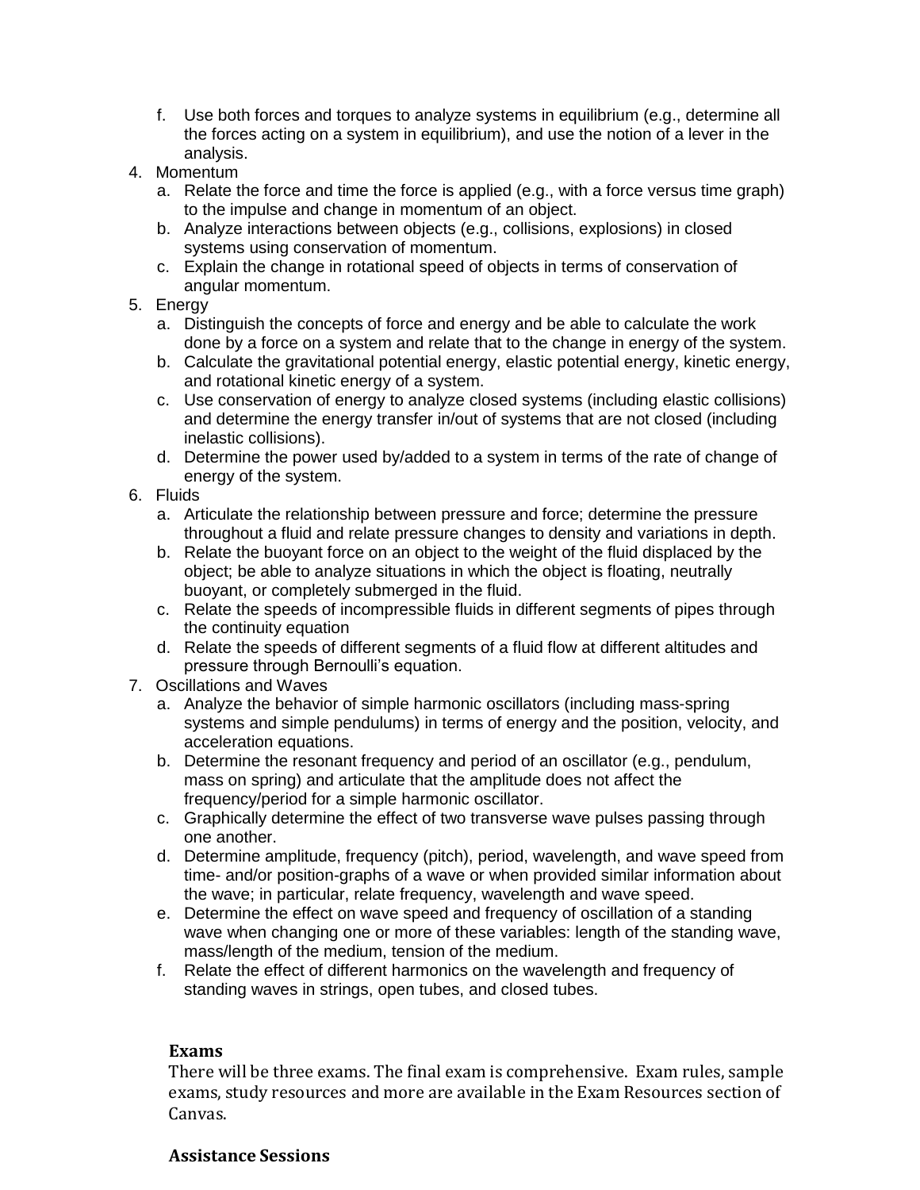f. Use both forces and torques to analyze systems in equilibrium (e.g., determine all the forces acting on a system in equilibrium), and use the notion of a lever in the analysis.

4. Momentum
   a. Relate the force and time the force is applied (e.g., with a force versus time graph) to the impulse and change in momentum of an object.
   b. Analyze interactions between objects (e.g., collisions, explosions) in closed systems using conservation of momentum.
   c. Explain the change in rotational speed of objects in terms of conservation of angular momentum.
5. Energy
   a. Distinguish the concepts of force and energy and be able to calculate the work done by a force on a system and relate that to the change in energy of the system.
   b. Calculate the gravitational potential energy, elastic potential energy, kinetic energy, and rotational kinetic energy of a system.
   c. Use conservation of energy to analyze closed systems (including elastic collisions) and determine the energy transfer in/out of systems that are not closed (including inelastic collisions).
   d. Determine the power used by/added to a system in terms of the rate of change of energy of the system.
6. Fluids
   a. Articulate the relationship between pressure and force; determine the pressure throughout a fluid and relate pressure changes to density and variations in depth.
   b. Relate the buoyant force on an object to the weight of the fluid displaced by the object; be able to analyze situations in which the object is floating, neutrally buoyant, or completely submerged in the fluid.
   c. Relate the speeds of incompressible fluids in different segments of pipes through the continuity equation
   d. Relate the speeds of different segments of a fluid flow at different altitudes and pressure through Bernoulli's equation.
7. Oscillations and Waves
   a. Analyze the behavior of simple harmonic oscillators (including mass-spring systems and simple pendulums) in terms of energy and the position, velocity, and acceleration equations.
   b. Determine the resonant frequency and period of an oscillator (e.g., pendulum, mass on spring) and articulate that the amplitude does not affect the frequency/period for a simple harmonic oscillator.
   c. Graphically determine the effect of two transverse wave pulses passing through one another.
   d. Determine amplitude, frequency (pitch), period, wavelength, and wave speed from time- and/or position-graphs of a wave or when provided similar information about the wave; in particular, relate frequency, wavelength and wave speed.
   e. Determine the effect on wave speed and frequency of oscillation of a standing wave when changing one or more of these variables: length of the standing wave, mass/length of the medium, tension of the medium.
   f. Relate the effect of different harmonics on the wavelength and frequency of standing waves in strings, open tubes, and closed tubes.

**Exams**

There will be three exams. The final exam is comprehensive. Exam rules, sample exams, study resources and more are available in the Exam Resources section of Canvas.

**Assistance Sessions**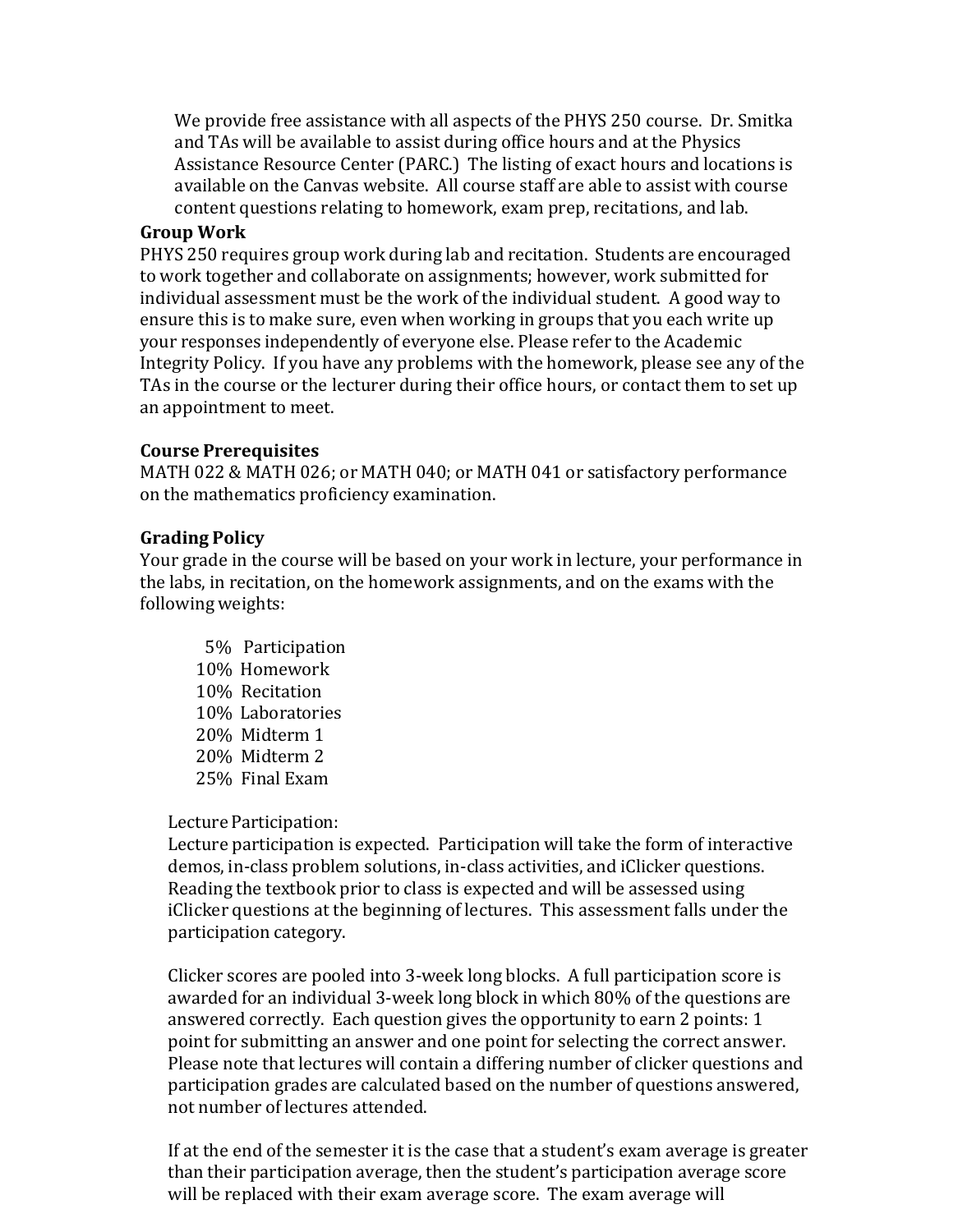We provide free assistance with all aspects of the PHYS 250 course. Dr. Smitka and TAs will be available to assist during office hours and at the Physics Assistance Resource Center (PARC.) The listing of exact hours and locations is available on the Canvas website. All course staff are able to assist with course content questions relating to homework, exam prep, recitations, and lab.

**Group Work**

PHYS 250 requires group work during lab and recitation. Students are encouraged to work together and collaborate on assignments; however, work submitted for individual assessment must be the work of the individual student. A good way to ensure this is to make sure, even when working in groups that you each write up your responses independently of everyone else. Please refer to the Academic Integrity Policy. If you have any problems with the homework, please see any of the TAs in the course or the lecturer during their office hours, or contact them to set up an appointment to meet.

**Course Prerequisites**

MATH 022 & MATH 026; or MATH 040; or MATH 041 or satisfactory performance on the mathematics proficiency examination.

**Grading Policy**

Your grade in the course will be based on your work in lecture, your performance in the labs, in recitation, on the homework assignments, and on the exams with the following weights:

- 5% Participation
- 10% Homework
- 10% Recitation
- 10% Laboratories
- 20% Midterm 1
- 20% Midterm 2
- 25% Final Exam

Lecture Participation:

Lecture participation is expected. Participation will take the form of interactive demos, in-class problem solutions, in-class activities, and iClicker questions. Reading the textbook prior to class is expected and will be assessed using iClicker questions at the beginning of lectures. This assessment falls under the participation category.

Clicker scores are pooled into 3-week long blocks. A full participation score is awarded for an individual 3-week long block in which 80% of the questions are answered correctly. Each question gives the opportunity to earn 2 points: 1 point for submitting an answer and one point for selecting the correct answer. Please note that lectures will contain a differing number of clicker questions and participation grades are calculated based on the number of questions answered, not number of lectures attended.

If at the end of the semester it is the case that a student's exam average is greater than their participation average, then the student's participation average score will be replaced with their exam average score. The exam average will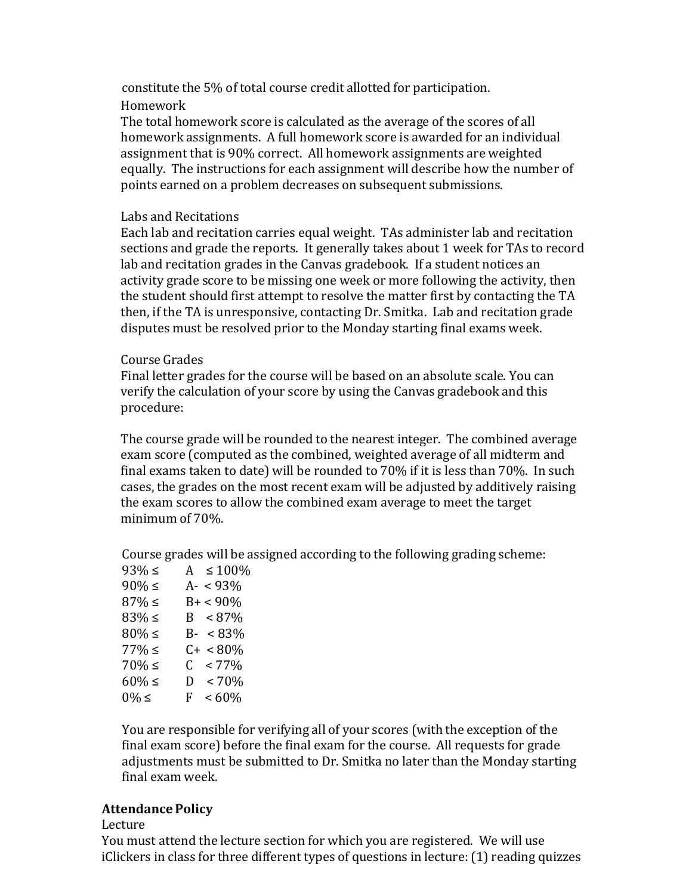constitute the 5% of total course credit allotted for participation.

Homework

The total homework score is calculated as the average of the scores of all homework assignments. A full homework score is awarded for an individual assignment that is 90% correct. All homework assignments are weighted equally. The instructions for each assignment will describe how the number of points earned on a problem decreases on subsequent submissions.

Labs and Recitations

Each lab and recitation carries equal weight. TAs administer lab and recitation sections and grade the reports. It generally takes about 1 week for TAs to record lab and recitation grades in the Canvas gradebook. If a student notices an activity grade score to be missing one week or more following the activity, then the student should first attempt to resolve the matter first by contacting the TA then, if the TA is unresponsive, contacting Dr. Smitka. Lab and recitation grade disputes must be resolved prior to the Monday starting final exams week.

Course Grades

Final letter grades for the course will be based on an absolute scale. You can verify the calculation of your score by using the Canvas gradebook and this procedure:

The course grade will be rounded to the nearest integer. The combined average exam score (computed as the combined, weighted average of all midterm and final exams taken to date) will be rounded to 70% if it is less than 70%. In such cases, the grades on the most recent exam will be adjusted by additively raising the exam scores to allow the combined exam average to meet the target minimum of 70%.

Course grades will be assigned according to the following grading scheme:

93% ≤ A ≤ 100%
90% ≤ A- < 93%
87% ≤ B+ < 90%
83% ≤ B < 87%
80% ≤ B- < 83%
77% ≤ C+ < 80%
70% ≤ C < 77%
60% ≤ D < 70%
0% ≤ F < 60%

You are responsible for verifying all of your scores (with the exception of the final exam score) before the final exam for the course. All requests for grade adjustments must be submitted to Dr. Smitka no later than the Monday starting final exam week.

**Attendance Policy**

Lecture

You must attend the lecture section for which you are registered. We will use iClickers in class for three different types of questions in lecture: (1) reading quizzes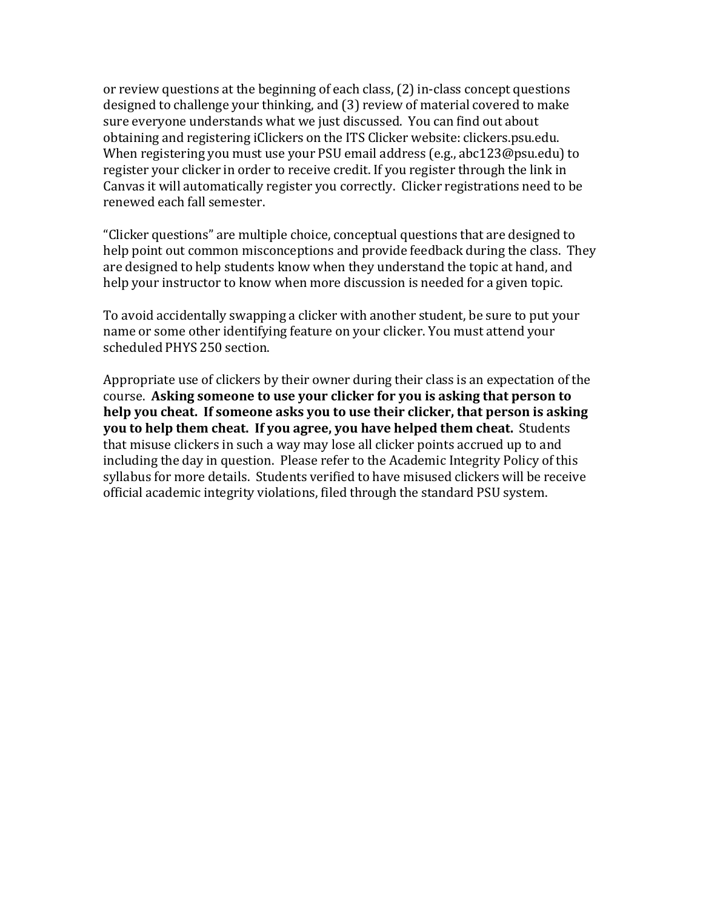or review questions at the beginning of each class, (2) in-class concept questions designed to challenge your thinking, and (3) review of material covered to make sure everyone understands what we just discussed. You can find out about obtaining and registering iClickers on the ITS Clicker website: clickers.psu.edu. When registering you must use your PSU email address (e.g., abc123@psu.edu) to register your clicker in order to receive credit. If you register through the link in Canvas it will automatically register you correctly. Clicker registrations need to be renewed each fall semester.

"Clicker questions" are multiple choice, conceptual questions that are designed to help point out common misconceptions and provide feedback during the class. They are designed to help students know when they understand the topic at hand, and help your instructor to know when more discussion is needed for a given topic.

To avoid accidentally swapping a clicker with another student, be sure to put your name or some other identifying feature on your clicker. You must attend your scheduled PHYS 250 section.

Appropriate use of clickers by their owner during their class is an expectation of the course. **Asking someone to use your clicker for you is asking that person to help you cheat. If someone asks you to use their clicker, that person is asking you to help them cheat. If you agree, you have helped them cheat.** Students that misuse clickers in such a way may lose all clicker points accrued up to and including the day in question. Please refer to the Academic Integrity Policy of this syllabus for more details. Students verified to have misused clickers will be receive official academic integrity violations, filed through the standard PSU system.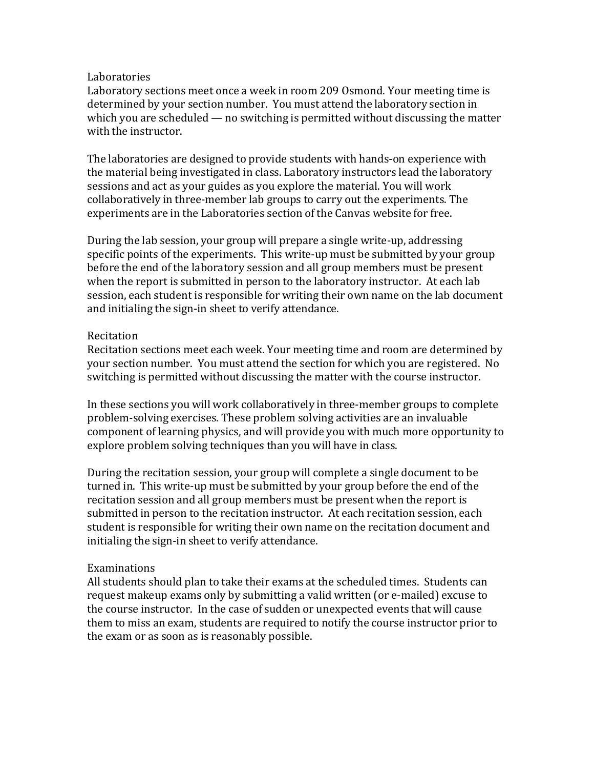## Laboratories

Laboratory sections meet once a week in room 209 Osmond. Your meeting time is determined by your section number. You must attend the laboratory section in which you are scheduled — no switching is permitted without discussing the matter with the instructor.

The laboratories are designed to provide students with hands-on experience with the material being investigated in class. Laboratory instructors lead the laboratory sessions and act as your guides as you explore the material. You will work collaboratively in three-member lab groups to carry out the experiments. The experiments are in the Laboratories section of the Canvas website for free.

During the lab session, your group will prepare a single write-up, addressing specific points of the experiments. This write-up must be submitted by your group before the end of the laboratory session and all group members must be present when the report is submitted in person to the laboratory instructor. At each lab session, each student is responsible for writing their own name on the lab document and initialing the sign-in sheet to verify attendance.

## Recitation

Recitation sections meet each week. Your meeting time and room are determined by your section number. You must attend the section for which you are registered. No switching is permitted without discussing the matter with the course instructor.

In these sections you will work collaboratively in three-member groups to complete problem-solving exercises. These problem solving activities are an invaluable component of learning physics, and will provide you with much more opportunity to explore problem solving techniques than you will have in class.

During the recitation session, your group will complete a single document to be turned in. This write-up must be submitted by your group before the end of the recitation session and all group members must be present when the report is submitted in person to the recitation instructor. At each recitation session, each student is responsible for writing their own name on the recitation document and initialing the sign-in sheet to verify attendance.

## Examinations

All students should plan to take their exams at the scheduled times. Students can request makeup exams only by submitting a valid written (or e-mailed) excuse to the course instructor. In the case of sudden or unexpected events that will cause them to miss an exam, students are required to notify the course instructor prior to the exam or as soon as is reasonably possible.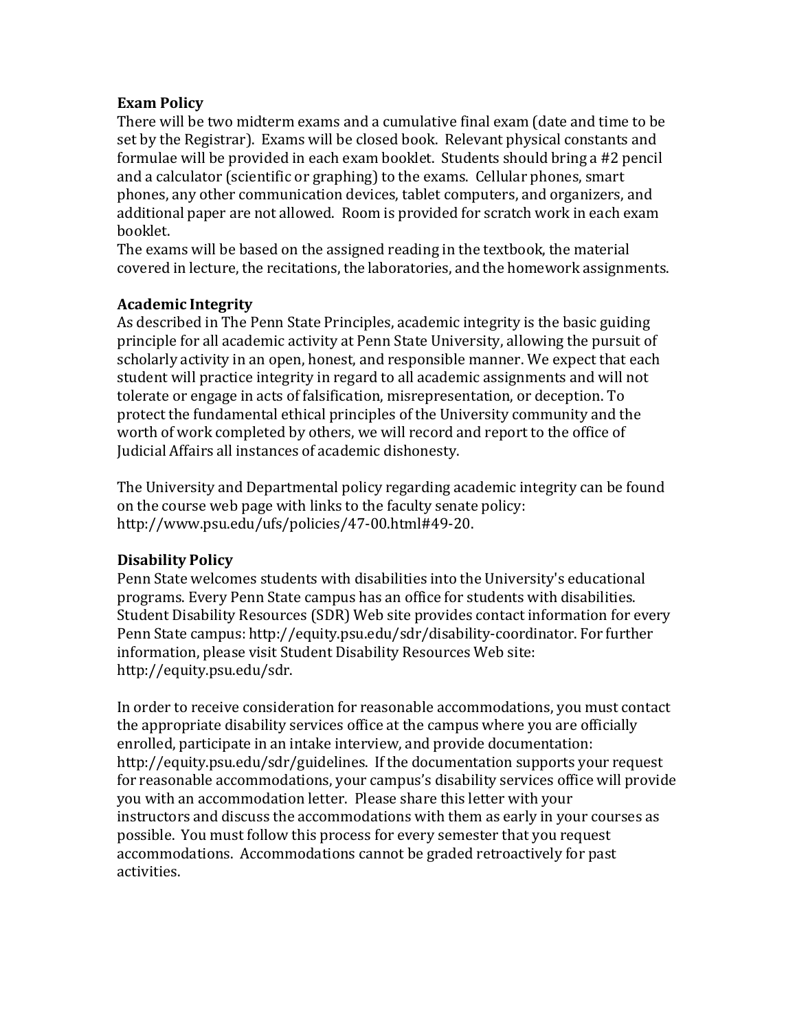**Exam Policy**

There will be two midterm exams and a cumulative final exam (date and time to be set by the Registrar). Exams will be closed book. Relevant physical constants and formulae will be provided in each exam booklet. Students should bring a #2 pencil and a calculator (scientific or graphing) to the exams. Cellular phones, smart phones, any other communication devices, tablet computers, and organizers, and additional paper are not allowed. Room is provided for scratch work in each exam booklet.

The exams will be based on the assigned reading in the textbook, the material covered in lecture, the recitations, the laboratories, and the homework assignments.

**Academic Integrity**

As described in The Penn State Principles, academic integrity is the basic guiding principle for all academic activity at Penn State University, allowing the pursuit of scholarly activity in an open, honest, and responsible manner. We expect that each student will practice integrity in regard to all academic assignments and will not tolerate or engage in acts of falsification, misrepresentation, or deception. To protect the fundamental ethical principles of the University community and the worth of work completed by others, we will record and report to the office of Judicial Affairs all instances of academic dishonesty.

The University and Departmental policy regarding academic integrity can be found on the course web page with links to the faculty senate policy: http://www.psu.edu/ufs/policies/47-00.html#49-20.

**Disability Policy**

Penn State welcomes students with disabilities into the University's educational programs. Every Penn State campus has an office for students with disabilities. Student Disability Resources (SDR) Web site provides contact information for every Penn State campus: http://equity.psu.edu/sdr/disability-coordinator. For further information, please visit Student Disability Resources Web site: http://equity.psu.edu/sdr.

In order to receive consideration for reasonable accommodations, you must contact the appropriate disability services office at the campus where you are officially enrolled, participate in an intake interview, and provide documentation: http://equity.psu.edu/sdr/guidelines. If the documentation supports your request for reasonable accommodations, your campus's disability services office will provide you with an accommodation letter. Please share this letter with your instructors and discuss the accommodations with them as early in your courses as possible. You must follow this process for every semester that you request accommodations. Accommodations cannot be graded retroactively for past activities.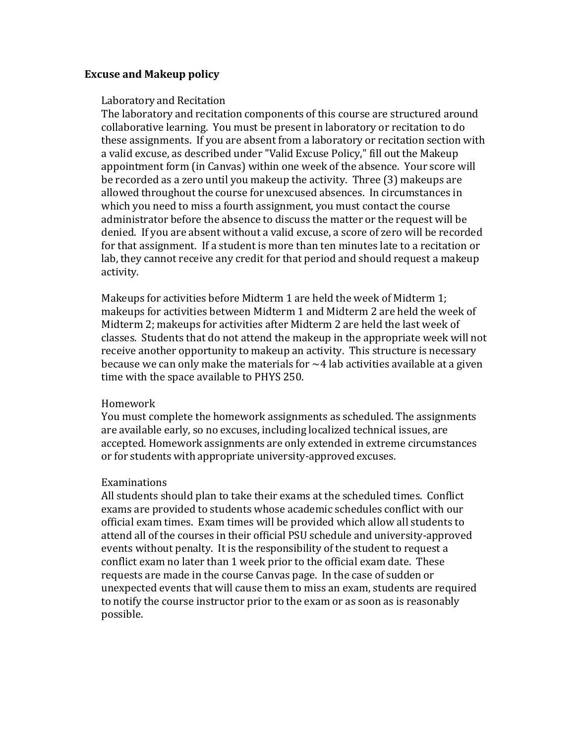**Excuse and Makeup policy**

Laboratory and Recitation

The laboratory and recitation components of this course are structured around collaborative learning. You must be present in laboratory or recitation to do these assignments. If you are absent from a laboratory or recitation section with a valid excuse, as described under "Valid Excuse Policy," fill out the Makeup appointment form (in Canvas) within one week of the absence. Your score will be recorded as a zero until you makeup the activity. Three (3) makeups are allowed throughout the course for unexcused absences. In circumstances in which you need to miss a fourth assignment, you must contact the course administrator before the absence to discuss the matter or the request will be denied. If you are absent without a valid excuse, a score of zero will be recorded for that assignment. If a student is more than ten minutes late to a recitation or lab, they cannot receive any credit for that period and should request a makeup activity.

Makeups for activities before Midterm 1 are held the week of Midterm 1; makeups for activities between Midterm 1 and Midterm 2 are held the week of Midterm 2; makeups for activities after Midterm 2 are held the last week of classes. Students that do not attend the makeup in the appropriate week will not receive another opportunity to makeup an activity. This structure is necessary because we can only make the materials for ~4 lab activities available at a given time with the space available to PHYS 250.

Homework

You must complete the homework assignments as scheduled. The assignments are available early, so no excuses, including localized technical issues, are accepted. Homework assignments are only extended in extreme circumstances or for students with appropriate university-approved excuses.

Examinations

All students should plan to take their exams at the scheduled times. Conflict exams are provided to students whose academic schedules conflict with our official exam times. Exam times will be provided which allow all students to attend all of the courses in their official PSU schedule and university-approved events without penalty. It is the responsibility of the student to request a conflict exam no later than 1 week prior to the official exam date. These requests are made in the course Canvas page. In the case of sudden or unexpected events that will cause them to miss an exam, students are required to notify the course instructor prior to the exam or as soon as is reasonably possible.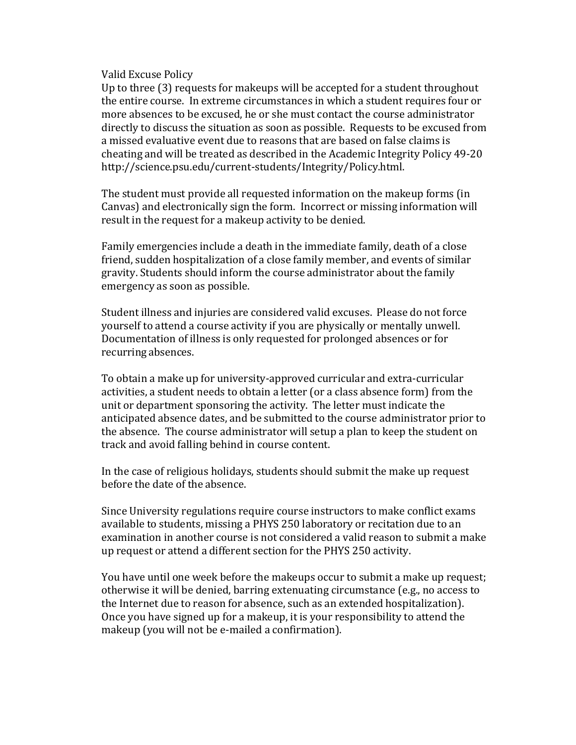## Valid Excuse Policy

Up to three (3) requests for makeups will be accepted for a student throughout the entire course. In extreme circumstances in which a student requires four or more absences to be excused, he or she must contact the course administrator directly to discuss the situation as soon as possible. Requests to be excused from a missed evaluative event due to reasons that are based on false claims is cheating and will be treated as described in the Academic Integrity Policy 49-20 http://science.psu.edu/current-students/Integrity/Policy.html.

The student must provide all requested information on the makeup forms (in Canvas) and electronically sign the form. Incorrect or missing information will result in the request for a makeup activity to be denied.

Family emergencies include a death in the immediate family, death of a close friend, sudden hospitalization of a close family member, and events of similar gravity. Students should inform the course administrator about the family emergency as soon as possible.

Student illness and injuries are considered valid excuses. Please do not force yourself to attend a course activity if you are physically or mentally unwell. Documentation of illness is only requested for prolonged absences or for recurring absences.

To obtain a make up for university-approved curricular and extra-curricular activities, a student needs to obtain a letter (or a class absence form) from the unit or department sponsoring the activity. The letter must indicate the anticipated absence dates, and be submitted to the course administrator prior to the absence. The course administrator will setup a plan to keep the student on track and avoid falling behind in course content.

In the case of religious holidays, students should submit the make up request before the date of the absence.

Since University regulations require course instructors to make conflict exams available to students, missing a PHYS 250 laboratory or recitation due to an examination in another course is not considered a valid reason to submit a make up request or attend a different section for the PHYS 250 activity.

You have until one week before the makeups occur to submit a make up request; otherwise it will be denied, barring extenuating circumstance (e.g., no access to the Internet due to reason for absence, such as an extended hospitalization). Once you have signed up for a makeup, it is your responsibility to attend the makeup (you will not be e-mailed a confirmation).